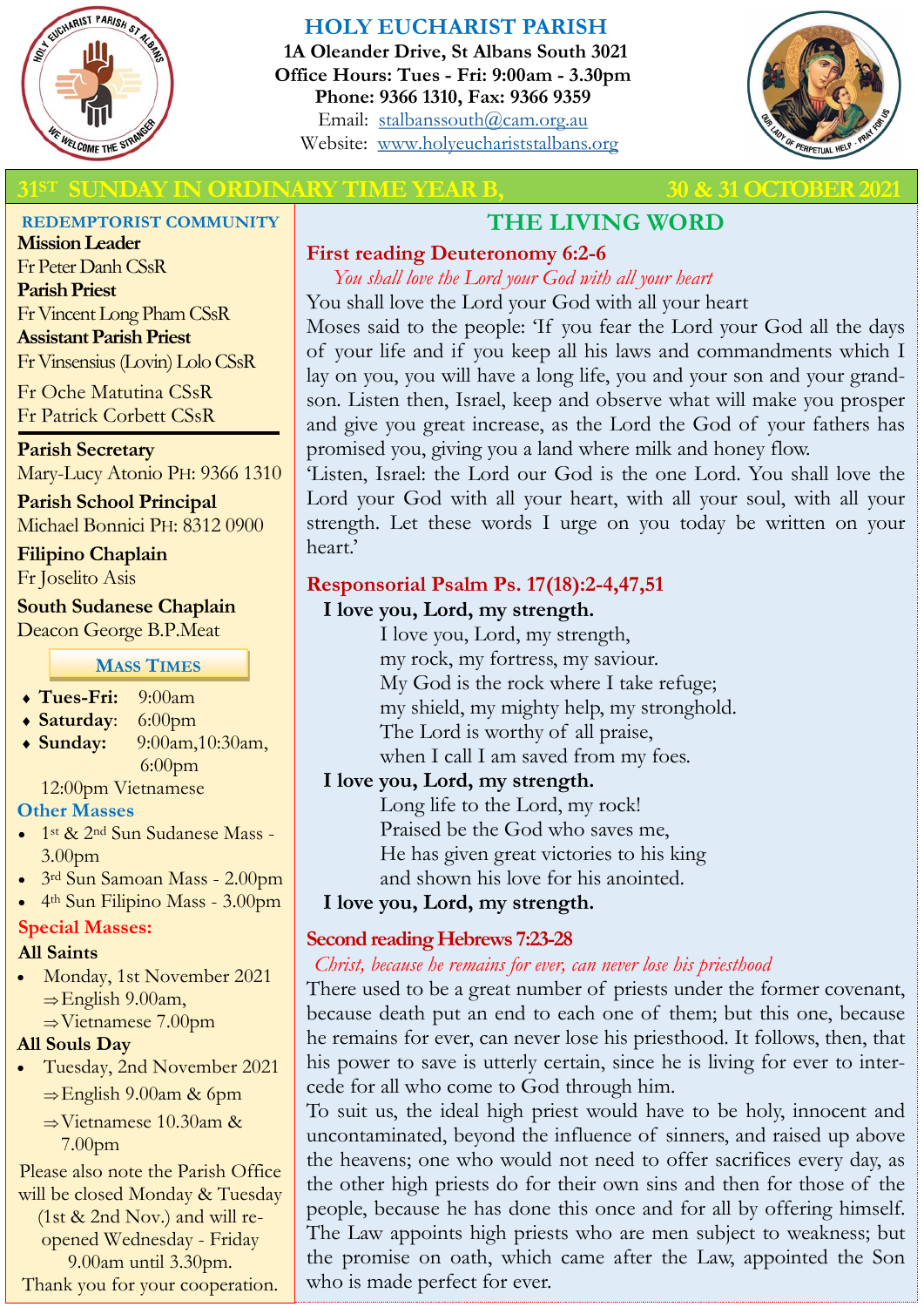# HOLY EUCHARIST PARISH

**1A Oleander Drive, St Albans South 3021**
**Office Hours: Tues - Fri: 9:00am - 3.30pm**
**Phone: 9366 1310, Fax: 9366 9359**
Email: stalbanssouth@cam.org.au
Website: www.holyeuchariststalbans.org

## 31ST SUNDAY IN ORDINARY TIME YEAR B, 30 & 31 OCTOBER 2021

### REDEMPTORIST COMMUNITY

**Mission Leader**
Fr Peter Danh CSsR
**Parish Priest**
Fr Vincent Long Pham CSsR
**Assistant Parish Priest**
Fr Vinsensius (Lovin) Lolo CSsR
Fr Oche Matutina CSsR
Fr Patrick Corbett CSsR

**Parish Secretary**
Mary-Lucy Atonio PH: 9366 1310

**Parish School Principal**
Michael Bonnici PH: 8312 0900

**Filipino Chaplain**
Fr Joselito Asis

**South Sudanese Chaplain**
Deacon George B.P.Meat

### MASS TIMES

- **Tues-Fri:** 9:00am
- **Saturday**: 6:00pm
- **Sunday:** 9:00am,10:30am, 6:00pm
  12:00pm Vietnamese

**Other Masses**

- 1st & 2nd Sun Sudanese Mass - 3.00pm
- 3rd Sun Samoan Mass - 2.00pm
- 4th Sun Filipino Mass - 3.00pm

**Special Masses:**

**All Saints**

- Monday, 1st November 2021
  - ⇒English 9.00am,
  - ⇒Vietnamese 7.00pm

**All Souls Day**

- Tuesday, 2nd November 2021
  - ⇒English 9.00am & 6pm
  - ⇒Vietnamese 10.30am & 7.00pm

Please also note the Parish Office will be closed Monday & Tuesday (1st & 2nd Nov.) and will re-opened Wednesday - Friday 9.00am until 3.30pm.
Thank you for your cooperation.

## THE LIVING WORD

### First reading Deuteronomy 6:2-6

*You shall love the Lord your God with all your heart*

You shall love the Lord your God with all your heart
Moses said to the people: 'If you fear the Lord your God all the days of your life and if you keep all his laws and commandments which I lay on you, you will have a long life, you and your son and your grandson. Listen then, Israel, keep and observe what will make you prosper and give you great increase, as the Lord the God of your fathers has promised you, giving you a land where milk and honey flow.
'Listen, Israel: the Lord our God is the one Lord. You shall love the Lord your God with all your heart, with all your soul, with all your strength. Let these words I urge on you today be written on your heart.'

### Responsorial Psalm Ps. 17(18):2-4,47,51

**I love you, Lord, my strength.**

I love you, Lord, my strength,
my rock, my fortress, my saviour.
My God is the rock where I take refuge;
my shield, my mighty help, my stronghold.
The Lord is worthy of all praise,
when I call I am saved from my foes.

**I love you, Lord, my strength.**

Long life to the Lord, my rock!
Praised be the God who saves me,
He has given great victories to his king
and shown his love for his anointed.

**I love you, Lord, my strength.**

### Second reading Hebrews 7:23-28

*Christ, because he remains for ever, can never lose his priesthood*

There used to be a great number of priests under the former covenant, because death put an end to each one of them; but this one, because he remains for ever, can never lose his priesthood. It follows, then, that his power to save is utterly certain, since he is living for ever to intercede for all who come to God through him.
To suit us, the ideal high priest would have to be holy, innocent and uncontaminated, beyond the influence of sinners, and raised up above the heavens; one who would not need to offer sacrifices every day, as the other high priests do for their own sins and then for those of the people, because he has done this once and for all by offering himself. The Law appoints high priests who are men subject to weakness; but the promise on oath, which came after the Law, appointed the Son who is made perfect for ever.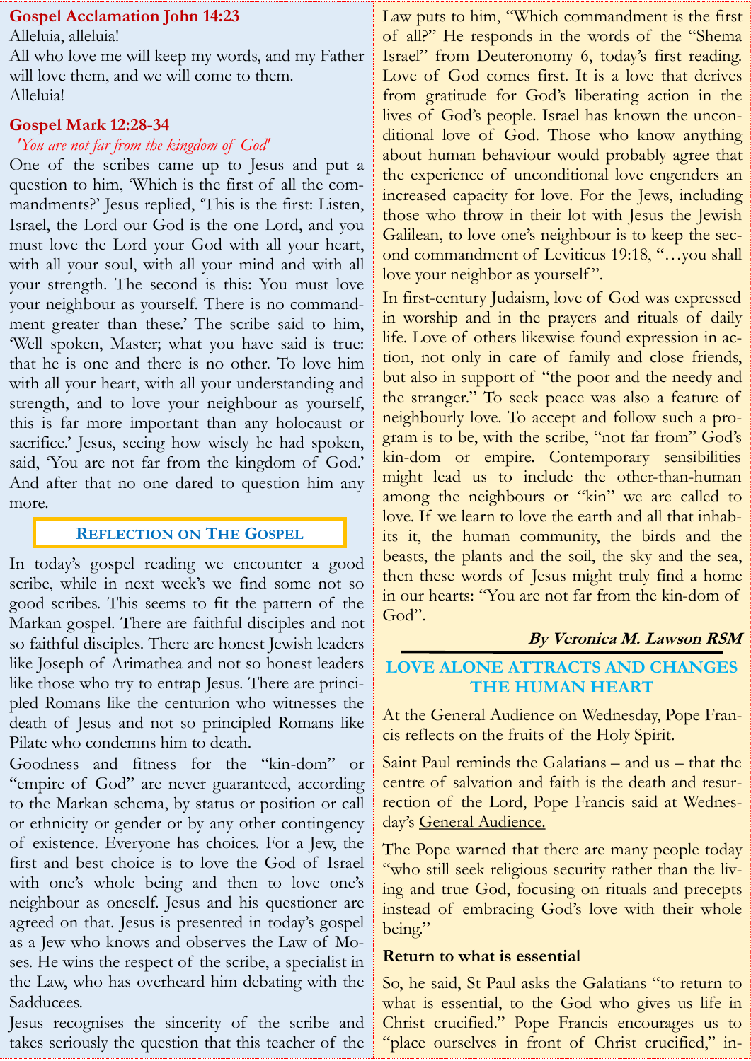## Gospel Acclamation John 14:23

Alleluia, alleluia!
All who love me will keep my words, and my Father will love them, and we will come to them.
Alleluia!

## Gospel Mark 12:28-34

*'You are not far from the kingdom of God'*

One of the scribes came up to Jesus and put a question to him, 'Which is the first of all the commandments?' Jesus replied, 'This is the first: Listen, Israel, the Lord our God is the one Lord, and you must love the Lord your God with all your heart, with all your soul, with all your mind and with all your strength. The second is this: You must love your neighbour as yourself. There is no commandment greater than these.' The scribe said to him, 'Well spoken, Master; what you have said is true: that he is one and there is no other. To love him with all your heart, with all your understanding and strength, and to love your neighbour as yourself, this is far more important than any holocaust or sacrifice.' Jesus, seeing how wisely he had spoken, said, 'You are not far from the kingdom of God.' And after that no one dared to question him any more.

## Reflection on The Gospel

In today's gospel reading we encounter a good scribe, while in next week's we find some not so good scribes. This seems to fit the pattern of the Markan gospel. There are faithful disciples and not so faithful disciples. There are honest Jewish leaders like Joseph of Arimathea and not so honest leaders like those who try to entrap Jesus. There are principled Romans like the centurion who witnesses the death of Jesus and not so principled Romans like Pilate who condemns him to death.

Goodness and fitness for the "kin-dom" or "empire of God" are never guaranteed, according to the Markan schema, by status or position or call or ethnicity or gender or by any other contingency of existence. Everyone has choices. For a Jew, the first and best choice is to love the God of Israel with one's whole being and then to love one's neighbour as oneself. Jesus and his questioner are agreed on that. Jesus is presented in today's gospel as a Jew who knows and observes the Law of Moses. He wins the respect of the scribe, a specialist in the Law, who has overheard him debating with the Sadducees.

Jesus recognises the sincerity of the scribe and takes seriously the question that this teacher of the Law puts to him, "Which commandment is the first of all?" He responds in the words of the "Shema Israel" from Deuteronomy 6, today's first reading. Love of God comes first. It is a love that derives from gratitude for God's liberating action in the lives of God's people. Israel has known the unconditional love of God. Those who know anything about human behaviour would probably agree that the experience of unconditional love engenders an increased capacity for love. For the Jews, including those who throw in their lot with Jesus the Jewish Galilean, to love one's neighbour is to keep the second commandment of Leviticus 19:18, "…you shall love your neighbor as yourself".

In first-century Judaism, love of God was expressed in worship and in the prayers and rituals of daily life. Love of others likewise found expression in action, not only in care of family and close friends, but also in support of "the poor and the needy and the stranger." To seek peace was also a feature of neighbourly love. To accept and follow such a program is to be, with the scribe, "not far from" God's kin-dom or empire. Contemporary sensibilities might lead us to include the other-than-human among the neighbours or "kin" we are called to love. If we learn to love the earth and all that inhabits it, the human community, the birds and the beasts, the plants and the soil, the sky and the sea, then these words of Jesus might truly find a home in our hearts: "You are not far from the kin-dom of God".

***By Veronica M. Lawson RSM***

## LOVE ALONE ATTRACTS AND CHANGES THE HUMAN HEART

At the General Audience on Wednesday, Pope Francis reflects on the fruits of the Holy Spirit.

Saint Paul reminds the Galatians – and us – that the centre of salvation and faith is the death and resurrection of the Lord, Pope Francis said at Wednesday's General Audience.

The Pope warned that there are many people today "who still seek religious security rather than the living and true God, focusing on rituals and precepts instead of embracing God's love with their whole being."

**Return to what is essential**

So, he said, St Paul asks the Galatians "to return to what is essential, to the God who gives us life in Christ crucified." Pope Francis encourages us to "place ourselves in front of Christ crucified," in-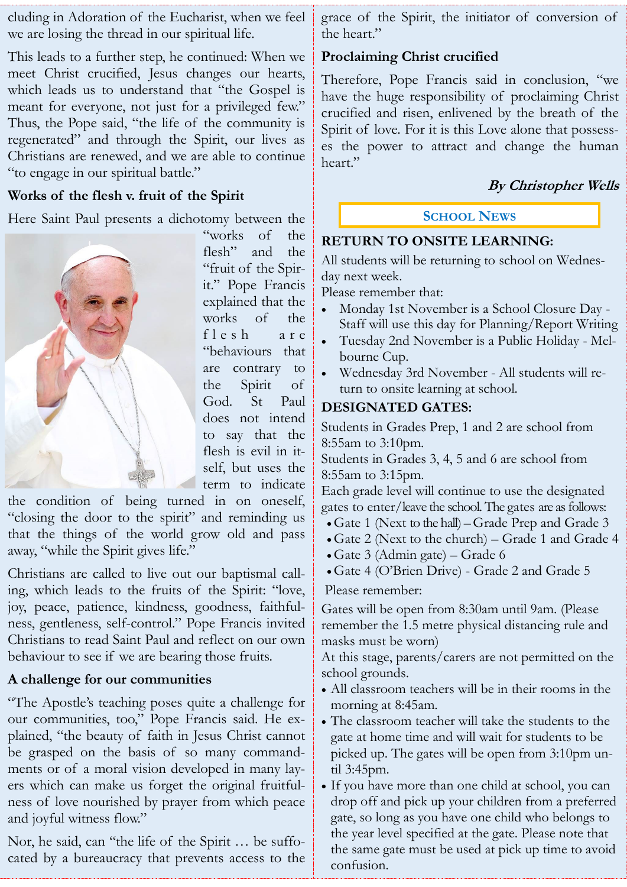cluding in Adoration of the Eucharist, when we feel we are losing the thread in our spiritual life.

This leads to a further step, he continued: When we meet Christ crucified, Jesus changes our hearts, which leads us to understand that "the Gospel is meant for everyone, not just for a privileged few." Thus, the Pope said, "the life of the community is regenerated" and through the Spirit, our lives as Christians are renewed, and we are able to continue "to engage in our spiritual battle."

### Works of the flesh v. fruit of the Spirit

Here Saint Paul presents a dichotomy between the "works of the flesh" and the "fruit of the Spirit." Pope Francis explained that the works of the flesh are "behaviours that are contrary to the Spirit of God. St Paul does not intend to say that the flesh is evil in itself, but uses the term to indicate the condition of being turned in on oneself, "closing the door to the spirit" and reminding us that the things of the world grow old and pass away, "while the Spirit gives life."

Christians are called to live out our baptismal calling, which leads to the fruits of the Spirit: "love, joy, peace, patience, kindness, goodness, faithfulness, gentleness, self-control." Pope Francis invited Christians to read Saint Paul and reflect on our own behaviour to see if we are bearing those fruits.

### A challenge for our communities

"The Apostle's teaching poses quite a challenge for our communities, too," Pope Francis said. He explained, "the beauty of faith in Jesus Christ cannot be grasped on the basis of so many commandments or of a moral vision developed in many layers which can make us forget the original fruitfulness of love nourished by prayer from which peace and joyful witness flow."

Nor, he said, can "the life of the Spirit … be suffocated by a bureaucracy that prevents access to the grace of the Spirit, the initiator of conversion of the heart."

### Proclaiming Christ crucified

Therefore, Pope Francis said in conclusion, "we have the huge responsibility of proclaiming Christ crucified and risen, enlivened by the breath of the Spirit of love. For it is this Love alone that possesses the power to attract and change the human heart."

***By Christopher Wells***

## School News

### RETURN TO ONSITE LEARNING:

All students will be returning to school on Wednesday next week.
Please remember that:

- Monday 1st November is a School Closure Day - Staff will use this day for Planning/Report Writing
- Tuesday 2nd November is a Public Holiday - Melbourne Cup.
- Wednesday 3rd November - All students will return to onsite learning at school.

### DESIGNATED GATES:

Students in Grades Prep, 1 and 2 are school from 8:55am to 3:10pm.
Students in Grades 3, 4, 5 and 6 are school from 8:55am to 3:15pm.
Each grade level will continue to use the designated gates to enter/leave the school. The gates are as follows:

- Gate 1 (Next to the hall) – Grade Prep and Grade 3
- Gate 2 (Next to the church) – Grade 1 and Grade 4
- Gate 3 (Admin gate) – Grade 6
- Gate 4 (O'Brien Drive) - Grade 2 and Grade 5

Please remember:

Gates will be open from 8:30am until 9am. (Please remember the 1.5 metre physical distancing rule and masks must be worn)
At this stage, parents/carers are not permitted on the school grounds.

- All classroom teachers will be in their rooms in the morning at 8:45am.
- The classroom teacher will take the students to the gate at home time and will wait for students to be picked up. The gates will be open from 3:10pm until 3:45pm.
- If you have more than one child at school, you can drop off and pick up your children from a preferred gate, so long as you have one child who belongs to the year level specified at the gate. Please note that the same gate must be used at pick up time to avoid confusion.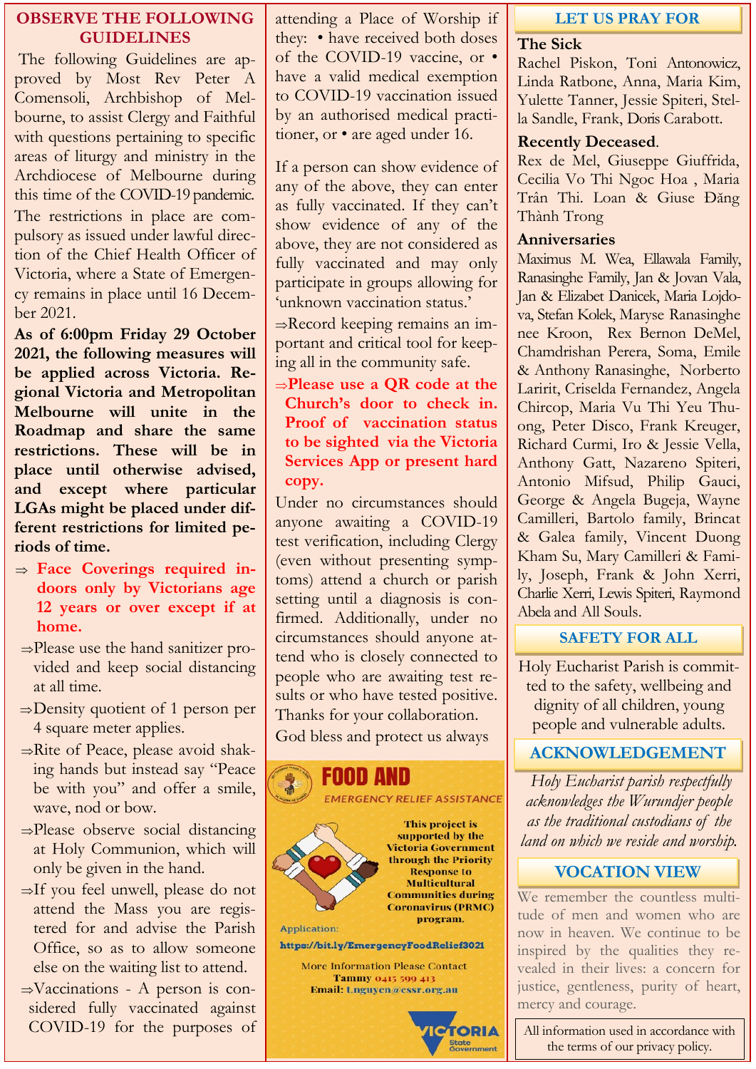## OBSERVE THE FOLLOWING GUIDELINES

The following Guidelines are approved by Most Rev Peter A Comensoli, Archbishop of Melbourne, to assist Clergy and Faithful with questions pertaining to specific areas of liturgy and ministry in the Archdiocese of Melbourne during this time of the COVID-19 pandemic. The restrictions in place are compulsory as issued under lawful direction of the Chief Health Officer of Victoria, where a State of Emergency remains in place until 16 December 2021.

**As of 6:00pm Friday 29 October 2021, the following measures will be applied across Victoria. Regional Victoria and Metropolitan Melbourne will unite in the Roadmap and share the same restrictions. These will be in place until otherwise advised, and except where particular LGAs might be placed under different restrictions for limited periods of time.**

⇒ **Face Coverings required indoors only by Victorians age 12 years or over except if at home.**

⇒Please use the hand sanitizer provided and keep social distancing at all time.

⇒Density quotient of 1 person per 4 square meter applies.

⇒Rite of Peace, please avoid shaking hands but instead say "Peace be with you" and offer a smile, wave, nod or bow.

⇒Please observe social distancing at Holy Communion, which will only be given in the hand.

⇒If you feel unwell, please do not attend the Mass you are registered for and advise the Parish Office, so as to allow someone else on the waiting list to attend.

⇒Vaccinations - A person is considered fully vaccinated against COVID-19 for the purposes of attending a Place of Worship if they: • have received both doses of the COVID-19 vaccine, or • have a valid medical exemption to COVID-19 vaccination issued by an authorised medical practitioner, or • are aged under 16.

If a person can show evidence of any of the above, they can enter as fully vaccinated. If they can't show evidence of any of the above, they are not considered as fully vaccinated and may only participate in groups allowing for 'unknown vaccination status.'

⇒Record keeping remains an important and critical tool for keeping all in the community safe.

⇒**Please use a QR code at the Church's door to check in. Proof of vaccination status to be sighted via the Victoria Services App or present hard copy.**

Under no circumstances should anyone awaiting a COVID-19 test verification, including Clergy (even without presenting symptoms) attend a church or parish setting until a diagnosis is confirmed. Additionally, under no circumstances should anyone attend who is closely connected to people who are awaiting test results or who have tested positive.
Thanks for your collaboration.
God bless and protect us always

## FOOD AND EMERGENCY RELIEF ASSISTANCE

This project is supported by the Victoria Government through the Priority Response to Multicultural Communities during Coronavirus (PRMC) program.

Application:
https://bit.ly/EmergencyFoodRelief3021

More Information Please Contact
Tammy 0415 599 413
Email: t.nguyen@cssr.org.au

VICTORIA State Government

## LET US PRAY FOR

**The Sick**
Rachel Piskon, Toni Antonowicz, Linda Ratbone, Anna, Maria Kim, Yulette Tanner, Jessie Spiteri, Stella Sandle, Frank, Doris Carabott.

**Recently Deceased**.
Rex de Mel, Giuseppe Giuffrida, Cecilia Vo Thi Ngoc Hoa , Maria Trần Thi. Loan & Giuse Đặng Thành Trong

**Anniversaries**
Maximus M. Wea, Ellawala Family, Ranasinghe Family, Jan & Jovan Vala, Jan & Elizabet Danicek, Maria Lojdova, Stefan Kolek, Maryse Ranasinghe nee Kroon, Rex Bernon DeMel, Chamdrishan Perera, Soma, Emile & Anthony Ranasinghe, Norberto Laririt, Criselda Fernandez, Angela Chircop, Maria Vu Thi Yeu Thuong, Peter Disco, Frank Kreuger, Richard Curmi, Iro & Jessie Vella, Anthony Gatt, Nazereno Spiteri, Antonio Mifsud, Philip Gauci, George & Angela Bugeja, Wayne Camilleri, Bartolo family, Brincat & Galea family, Vincent Duong Kham Su, Mary Camilleri & Family, Joseph, Frank & John Xerri, Charlie Xerri, Lewis Spiteri, Raymond Abela and All Souls.

## SAFETY FOR ALL

Holy Eucharist Parish is committed to the safety, wellbeing and dignity of all children, young people and vulnerable adults.

## ACKNOWLEDGEMENT

*Holy Eucharist parish respectfully acknowledges the Wurundjer people as the traditional custodians of the land on which we reside and worship.*

## VOCATION VIEW

We remember the countless multitude of men and women who are now in heaven. We continue to be inspired by the qualities they revealed in their lives: a concern for justice, gentleness, purity of heart, mercy and courage.

All information used in accordance with the terms of our privacy policy.